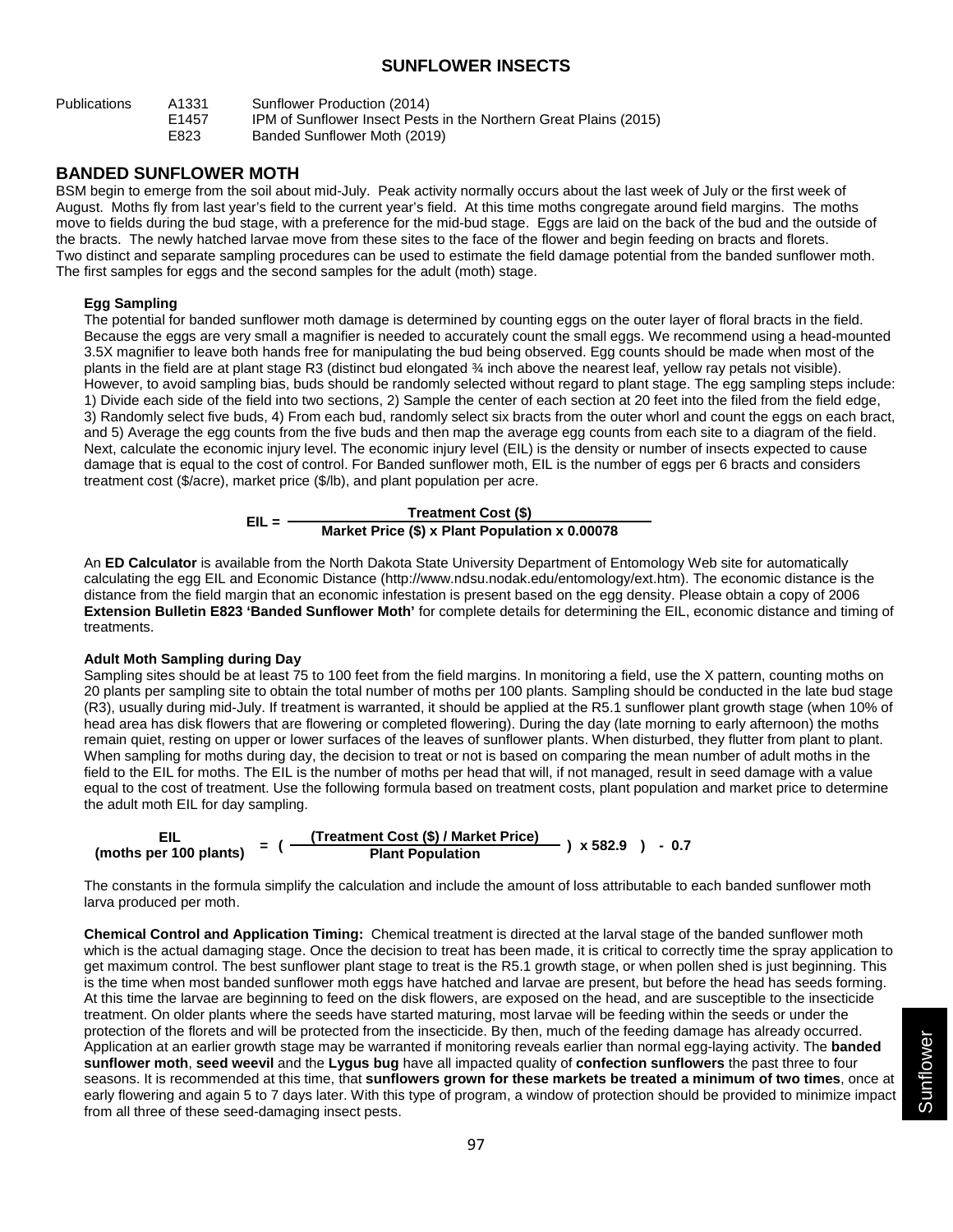# SUNFLOWER INSECTS

| Publications | | |
|---|---|---|
| Publications | A1331 | Sunflower Production (2014) |
| | E1457 | IPM of Sunflower Insect Pests in the Northern Great Plains (2015) |
| | E823 | Banded Sunflower Moth (2019) |

## BANDED SUNFLOWER MOTH

BSM begin to emerge from the soil about mid-July. Peak activity normally occurs about the last week of July or the first week of August. Moths fly from last year's field to the current year's field. At this time moths congregate around field margins. The moths move to fields during the bud stage, with a preference for the mid-bud stage. Eggs are laid on the back of the bud and the outside of the bracts. The newly hatched larvae move from these sites to the face of the flower and begin feeding on bracts and florets. Two distinct and separate sampling procedures can be used to estimate the field damage potential from the banded sunflower moth. The first samples for eggs and the second samples for the adult (moth) stage.

### Egg Sampling

The potential for banded sunflower moth damage is determined by counting eggs on the outer layer of floral bracts in the field. Because the eggs are very small a magnifier is needed to accurately count the small eggs. We recommend using a head-mounted 3.5X magnifier to leave both hands free for manipulating the bud being observed. Egg counts should be made when most of the plants in the field are at plant stage R3 (distinct bud elongated ¾ inch above the nearest leaf, yellow ray petals not visible). However, to avoid sampling bias, buds should be randomly selected without regard to plant stage. The egg sampling steps include: 1) Divide each side of the field into two sections, 2) Sample the center of each section at 20 feet into the filed from the field edge, 3) Randomly select five buds, 4) From each bud, randomly select six bracts from the outer whorl and count the eggs on each bract, and 5) Average the egg counts from the five buds and then map the average egg counts from each site to a diagram of the field. Next, calculate the economic injury level. The economic injury level (EIL) is the density or number of insects expected to cause damage that is equal to the cost of control. For Banded sunflower moth, EIL is the number of eggs per 6 bracts and considers treatment cost ($/acre), market price ($/lb), and plant population per acre.

$$\text{EIL} = \frac{\text{Treatment Cost (\$)}}{\text{Market Price (\$)} \times \text{Plant Population} \times 0.00078}$$

An **ED Calculator** is available from the North Dakota State University Department of Entomology Web site for automatically calculating the egg EIL and Economic Distance (http://www.ndsu.nodak.edu/entomology/ext.htm). The economic distance is the distance from the field margin that an economic infestation is present based on the egg density. Please obtain a copy of 2006 **Extension Bulletin E823 'Banded Sunflower Moth'** for complete details for determining the EIL, economic distance and timing of treatments.

### Adult Moth Sampling during Day

Sampling sites should be at least 75 to 100 feet from the field margins. In monitoring a field, use the X pattern, counting moths on 20 plants per sampling site to obtain the total number of moths per 100 plants. Sampling should be conducted in the late bud stage (R3), usually during mid-July. If treatment is warranted, it should be applied at the R5.1 sunflower plant growth stage (when 10% of head area has disk flowers that are flowering or completed flowering). During the day (late morning to early afternoon) the moths remain quiet, resting on upper or lower surfaces of the leaves of sunflower plants. When disturbed, they flutter from plant to plant. When sampling for moths during day, the decision to treat or not is based on comparing the mean number of adult moths in the field to the EIL for moths. The EIL is the number of moths per head that will, if not managed, result in seed damage with a value equal to the cost of treatment. Use the following formula based on treatment costs, plant population and market price to determine the adult moth EIL for day sampling.

$$\underset{\text{(moths per 100 plants)}}{\text{EIL}} = \left( \frac{\text{(Treatment Cost (\$) / Market Price)}}{\text{Plant Population}} \right) \times 582.9 \;) \; - \; 0.7$$

The constants in the formula simplify the calculation and include the amount of loss attributable to each banded sunflower moth larva produced per moth.

**Chemical Control and Application Timing:** Chemical treatment is directed at the larval stage of the banded sunflower moth which is the actual damaging stage. Once the decision to treat has been made, it is critical to correctly time the spray application to get maximum control. The best sunflower plant stage to treat is the R5.1 growth stage, or when pollen shed is just beginning. This is the time when most banded sunflower moth eggs have hatched and larvae are present, but before the head has seeds forming. At this time the larvae are beginning to feed on the disk flowers, are exposed on the head, and are susceptible to the insecticide treatment. On older plants where the seeds have started maturing, most larvae will be feeding within the seeds or under the protection of the florets and will be protected from the insecticide. By then, much of the feeding damage has already occurred. Application at an earlier growth stage may be warranted if monitoring reveals earlier than normal egg-laying activity. The **banded sunflower moth**, **seed weevil** and the **Lygus bug** have all impacted quality of **confection sunflowers** the past three to four seasons. It is recommended at this time, that **sunflowers grown for these markets be treated a minimum of two times**, once at early flowering and again 5 to 7 days later. With this type of program, a window of protection should be provided to minimize impact from all three of these seed-damaging insect pests.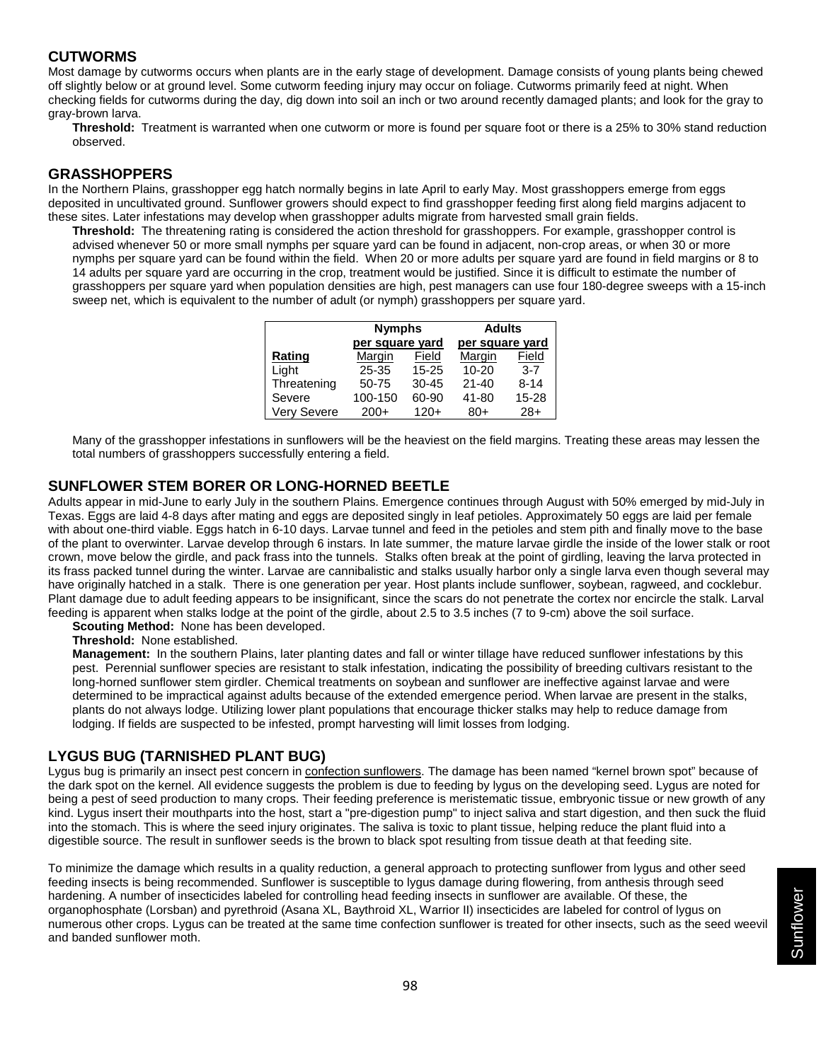## CUTWORMS

Most damage by cutworms occurs when plants are in the early stage of development. Damage consists of young plants being chewed off slightly below or at ground level. Some cutworm feeding injury may occur on foliage. Cutworms primarily feed at night. When checking fields for cutworms during the day, dig down into soil an inch or two around recently damaged plants; and look for the gray to gray-brown larva.

**Threshold:** Treatment is warranted when one cutworm or more is found per square foot or there is a 25% to 30% stand reduction observed.

## GRASSHOPPERS

In the Northern Plains, grasshopper egg hatch normally begins in late April to early May. Most grasshoppers emerge from eggs deposited in uncultivated ground. Sunflower growers should expect to find grasshopper feeding first along field margins adjacent to these sites. Later infestations may develop when grasshopper adults migrate from harvested small grain fields.

**Threshold:** The threatening rating is considered the action threshold for grasshoppers. For example, grasshopper control is advised whenever 50 or more small nymphs per square yard can be found in adjacent, non-crop areas, or when 30 or more nymphs per square yard can be found within the field. When 20 or more adults per square yard are found in field margins or 8 to 14 adults per square yard are occurring in the crop, treatment would be justified. Since it is difficult to estimate the number of grasshoppers per square yard when population densities are high, pest managers can use four 180-degree sweeps with a 15-inch sweep net, which is equivalent to the number of adult (or nymph) grasshoppers per square yard.

| | Nymphs per square yard | | Adults per square yard | |
|---|---|---|---|---|
| **Rating** | Margin | Field | Margin | Field |
| Light | 25-35 | 15-25 | 10-20 | 3-7 |
| Threatening | 50-75 | 30-45 | 21-40 | 8-14 |
| Severe | 100-150 | 60-90 | 41-80 | 15-28 |
| Very Severe | 200+ | 120+ | 80+ | 28+ |

Many of the grasshopper infestations in sunflowers will be the heaviest on the field margins. Treating these areas may lessen the total numbers of grasshoppers successfully entering a field.

## SUNFLOWER STEM BORER OR LONG-HORNED BEETLE

Adults appear in mid-June to early July in the southern Plains. Emergence continues through August with 50% emerged by mid-July in Texas. Eggs are laid 4-8 days after mating and eggs are deposited singly in leaf petioles. Approximately 50 eggs are laid per female with about one-third viable. Eggs hatch in 6-10 days. Larvae tunnel and feed in the petioles and stem pith and finally move to the base of the plant to overwinter. Larvae develop through 6 instars. In late summer, the mature larvae girdle the inside of the lower stalk or root crown, move below the girdle, and pack frass into the tunnels. Stalks often break at the point of girdling, leaving the larva protected in its frass packed tunnel during the winter. Larvae are cannibalistic and stalks usually harbor only a single larva even though several may have originally hatched in a stalk. There is one generation per year. Host plants include sunflower, soybean, ragweed, and cocklebur. Plant damage due to adult feeding appears to be insignificant, since the scars do not penetrate the cortex nor encircle the stalk. Larval feeding is apparent when stalks lodge at the point of the girdle, about 2.5 to 3.5 inches (7 to 9-cm) above the soil surface.

**Scouting Method:** None has been developed.

**Threshold:** None established.

**Management:** In the southern Plains, later planting dates and fall or winter tillage have reduced sunflower infestations by this pest. Perennial sunflower species are resistant to stalk infestation, indicating the possibility of breeding cultivars resistant to the long-horned sunflower stem girdler. Chemical treatments on soybean and sunflower are ineffective against larvae and were determined to be impractical against adults because of the extended emergence period. When larvae are present in the stalks, plants do not always lodge. Utilizing lower plant populations that encourage thicker stalks may help to reduce damage from lodging. If fields are suspected to be infested, prompt harvesting will limit losses from lodging.

## LYGUS BUG (TARNISHED PLANT BUG)

Lygus bug is primarily an insect pest concern in confection sunflowers. The damage has been named "kernel brown spot" because of the dark spot on the kernel. All evidence suggests the problem is due to feeding by lygus on the developing seed. Lygus are noted for being a pest of seed production to many crops. Their feeding preference is meristematic tissue, embryonic tissue or new growth of any kind. Lygus insert their mouthparts into the host, start a "pre-digestion pump" to inject saliva and start digestion, and then suck the fluid into the stomach. This is where the seed injury originates. The saliva is toxic to plant tissue, helping reduce the plant fluid into a digestible source. The result in sunflower seeds is the brown to black spot resulting from tissue death at that feeding site.

To minimize the damage which results in a quality reduction, a general approach to protecting sunflower from lygus and other seed feeding insects is being recommended. Sunflower is susceptible to lygus damage during flowering, from anthesis through seed hardening. A number of insecticides labeled for controlling head feeding insects in sunflower are available. Of these, the organophosphate (Lorsban) and pyrethroid (Asana XL, Baythroid XL, Warrior II) insecticides are labeled for control of lygus on numerous other crops. Lygus can be treated at the same time confection sunflower is treated for other insects, such as the seed weevil and banded sunflower moth.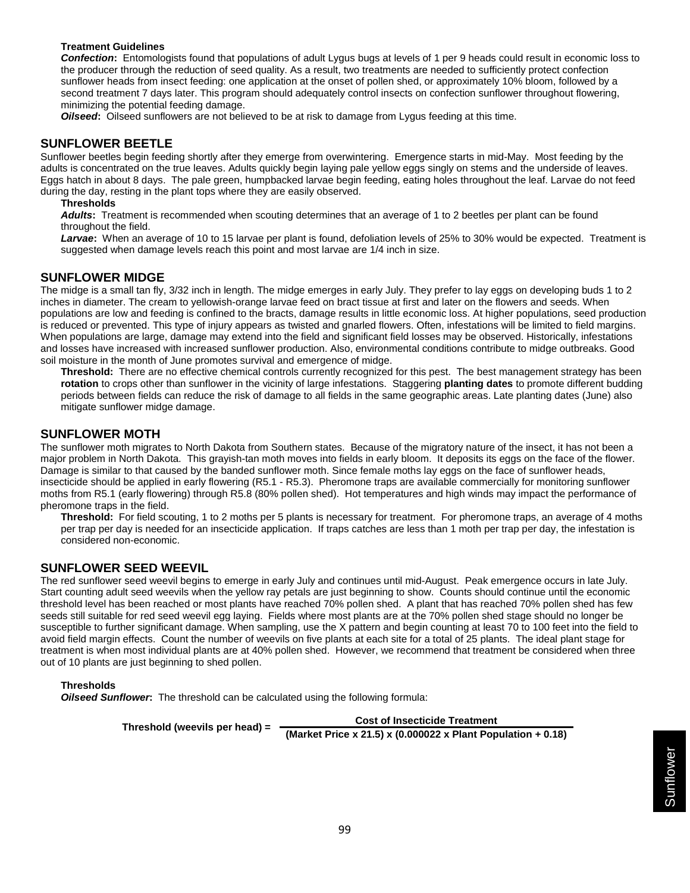**Treatment Guidelines**

***Confection*:** Entomologists found that populations of adult Lygus bugs at levels of 1 per 9 heads could result in economic loss to the producer through the reduction of seed quality. As a result, two treatments are needed to sufficiently protect confection sunflower heads from insect feeding: one application at the onset of pollen shed, or approximately 10% bloom, followed by a second treatment 7 days later. This program should adequately control insects on confection sunflower throughout flowering, minimizing the potential feeding damage.

***Oilseed*:** Oilseed sunflowers are not believed to be at risk to damage from Lygus feeding at this time.

## SUNFLOWER BEETLE

Sunflower beetles begin feeding shortly after they emerge from overwintering. Emergence starts in mid-May. Most feeding by the adults is concentrated on the true leaves. Adults quickly begin laying pale yellow eggs singly on stems and the underside of leaves. Eggs hatch in about 8 days. The pale green, humpbacked larvae begin feeding, eating holes throughout the leaf. Larvae do not feed during the day, resting in the plant tops where they are easily observed.

**Thresholds**

***Adults*:** Treatment is recommended when scouting determines that an average of 1 to 2 beetles per plant can be found throughout the field.

***Larvae*:** When an average of 10 to 15 larvae per plant is found, defoliation levels of 25% to 30% would be expected. Treatment is suggested when damage levels reach this point and most larvae are 1/4 inch in size.

## SUNFLOWER MIDGE

The midge is a small tan fly, 3/32 inch in length. The midge emerges in early July. They prefer to lay eggs on developing buds 1 to 2 inches in diameter. The cream to yellowish-orange larvae feed on bract tissue at first and later on the flowers and seeds. When populations are low and feeding is confined to the bracts, damage results in little economic loss. At higher populations, seed production is reduced or prevented. This type of injury appears as twisted and gnarled flowers. Often, infestations will be limited to field margins. When populations are large, damage may extend into the field and significant field losses may be observed. Historically, infestations and losses have increased with increased sunflower production. Also, environmental conditions contribute to midge outbreaks. Good soil moisture in the month of June promotes survival and emergence of midge.

**Threshold:** There are no effective chemical controls currently recognized for this pest. The best management strategy has been **rotation** to crops other than sunflower in the vicinity of large infestations. Staggering **planting dates** to promote different budding periods between fields can reduce the risk of damage to all fields in the same geographic areas. Late planting dates (June) also mitigate sunflower midge damage.

## SUNFLOWER MOTH

The sunflower moth migrates to North Dakota from Southern states. Because of the migratory nature of the insect, it has not been a major problem in North Dakota. This grayish-tan moth moves into fields in early bloom. It deposits its eggs on the face of the flower. Damage is similar to that caused by the banded sunflower moth. Since female moths lay eggs on the face of sunflower heads, insecticide should be applied in early flowering (R5.1 - R5.3). Pheromone traps are available commercially for monitoring sunflower moths from R5.1 (early flowering) through R5.8 (80% pollen shed). Hot temperatures and high winds may impact the performance of pheromone traps in the field.

**Threshold:** For field scouting, 1 to 2 moths per 5 plants is necessary for treatment. For pheromone traps, an average of 4 moths per trap per day is needed for an insecticide application. If traps catches are less than 1 moth per trap per day, the infestation is considered non-economic.

## SUNFLOWER SEED WEEVIL

The red sunflower seed weevil begins to emerge in early July and continues until mid-August. Peak emergence occurs in late July. Start counting adult seed weevils when the yellow ray petals are just beginning to show. Counts should continue until the economic threshold level has been reached or most plants have reached 70% pollen shed. A plant that has reached 70% pollen shed has few seeds still suitable for red seed weevil egg laying. Fields where most plants are at the 70% pollen shed stage should no longer be susceptible to further significant damage. When sampling, use the X pattern and begin counting at least 70 to 100 feet into the field to avoid field margin effects. Count the number of weevils on five plants at each site for a total of 25 plants. The ideal plant stage for treatment is when most individual plants are at 40% pollen shed. However, we recommend that treatment be considered when three out of 10 plants are just beginning to shed pollen.

**Thresholds**

***Oilseed Sunflower*:** The threshold can be calculated using the following formula:

$$\text{Threshold (weevils per head)} = \frac{\text{Cost of Insecticide Treatment}}{(\text{Market Price} \times 21.5) \times (0.000022 \times \text{Plant Population} + 0.18)}$$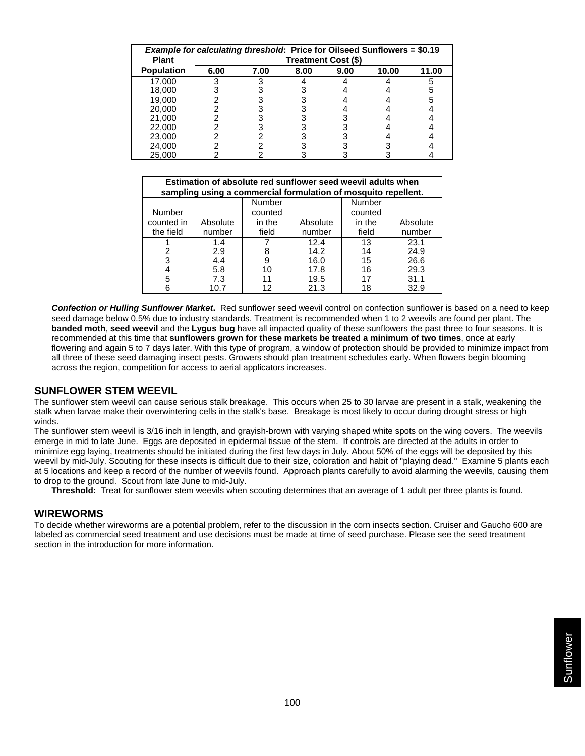| *Example for calculating threshold*: Price for Oilseed Sunflowers = $0.19 | | | | | | |
|---|---|---|---|---|---|---|
| **Plant** | **Treatment Cost ($)** | | | | | |
| **Population** | **6.00** | **7.00** | **8.00** | **9.00** | **10.00** | **11.00** |
| 17,000 | 3 | 3 | 4 | 4 | 4 | 5 |
| 18,000 | 3 | 3 | 3 | 4 | 4 | 5 |
| 19,000 | 2 | 3 | 3 | 4 | 4 | 5 |
| 20,000 | 2 | 3 | 3 | 4 | 4 | 4 |
| 21,000 | 2 | 3 | 3 | 3 | 4 | 4 |
| 22,000 | 2 | 3 | 3 | 3 | 4 | 4 |
| 23,000 | 2 | 2 | 3 | 3 | 4 | 4 |
| 24,000 | 2 | 2 | 3 | 3 | 3 | 4 |
| 25,000 | 2 | 2 | 3 | 3 | 3 | 4 |

| Estimation of absolute red sunflower seed weevil adults when sampling using a commercial formulation of mosquito repellent. | | | | | |
|---|---|---|---|---|---|
| Number counted in the field | Absolute number | Number counted in the field | Absolute number | Number counted in the field | Absolute number |
| 1 | 1.4 | 7 | 12.4 | 13 | 23.1 |
| 2 | 2.9 | 8 | 14.2 | 14 | 24.9 |
| 3 | 4.4 | 9 | 16.0 | 15 | 26.6 |
| 4 | 5.8 | 10 | 17.8 | 16 | 29.3 |
| 5 | 7.3 | 11 | 19.5 | 17 | 31.1 |
| 6 | 10.7 | 12 | 21.3 | 18 | 32.9 |

***Confection or Hulling Sunflower Market*.** Red sunflower seed weevil control on confection sunflower is based on a need to keep seed damage below 0.5% due to industry standards. Treatment is recommended when 1 to 2 weevils are found per plant. The **banded moth**, **seed weevil** and the **Lygus bug** have all impacted quality of these sunflowers the past three to four seasons. It is recommended at this time that **sunflowers grown for these markets be treated a minimum of two times**, once at early flowering and again 5 to 7 days later. With this type of program, a window of protection should be provided to minimize impact from all three of these seed damaging insect pests. Growers should plan treatment schedules early. When flowers begin blooming across the region, competition for access to aerial applicators increases.

## SUNFLOWER STEM WEEVIL

The sunflower stem weevil can cause serious stalk breakage. This occurs when 25 to 30 larvae are present in a stalk, weakening the stalk when larvae make their overwintering cells in the stalk's base. Breakage is most likely to occur during drought stress or high winds.

The sunflower stem weevil is 3/16 inch in length, and grayish-brown with varying shaped white spots on the wing covers. The weevils emerge in mid to late June. Eggs are deposited in epidermal tissue of the stem. If controls are directed at the adults in order to minimize egg laying, treatments should be initiated during the first few days in July. About 50% of the eggs will be deposited by this weevil by mid-July. Scouting for these insects is difficult due to their size, coloration and habit of "playing dead." Examine 5 plants each at 5 locations and keep a record of the number of weevils found. Approach plants carefully to avoid alarming the weevils, causing them to drop to the ground. Scout from late June to mid-July.

**Threshold:** Treat for sunflower stem weevils when scouting determines that an average of 1 adult per three plants is found.

## WIREWORMS

To decide whether wireworms are a potential problem, refer to the discussion in the corn insects section. Cruiser and Gaucho 600 are labeled as commercial seed treatment and use decisions must be made at time of seed purchase. Please see the seed treatment section in the introduction for more information.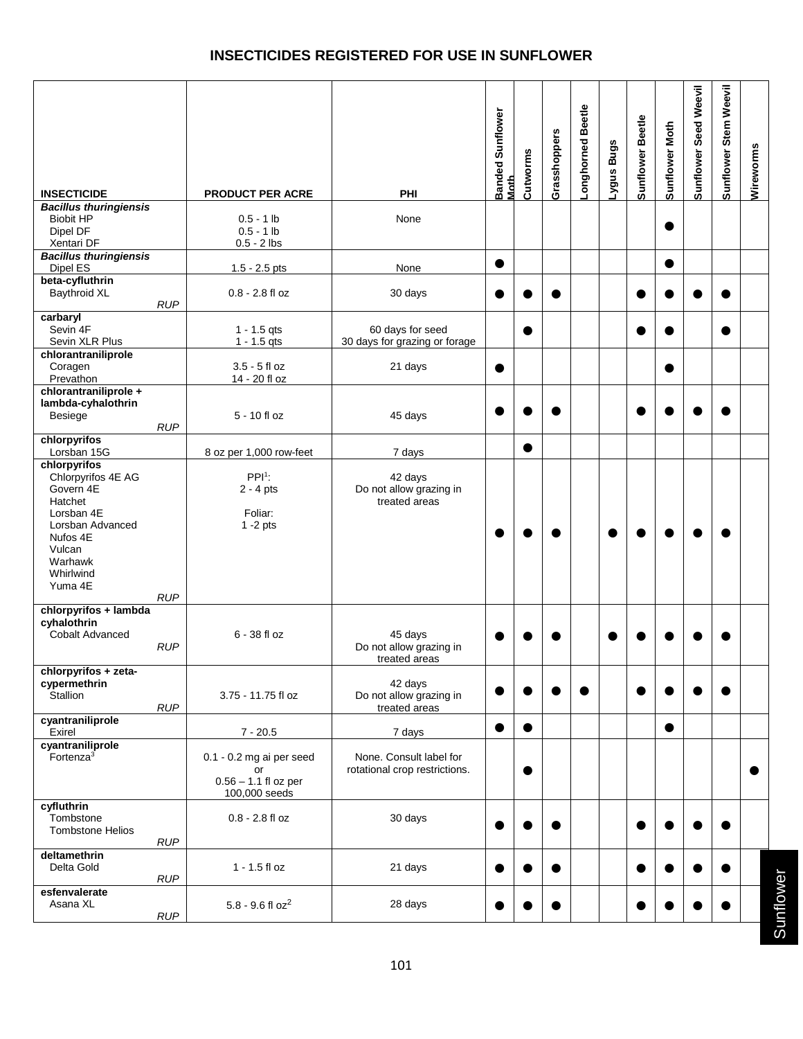# INSECTICIDES REGISTERED FOR USE IN SUNFLOWER

| INSECTICIDE | PRODUCT PER ACRE | PHI | Banded Sunflower Moth | Cutworms | Grasshoppers | Longhorned Beetle | Lygus Bugs | Sunflower Beetle | Sunflower Moth | Sunflower Seed Weevil | Sunflower Stem Weevil | Wireworms |
|---|---|---|---|---|---|---|---|---|---|---|---|---|
| ***Bacillus thuringiensis*** Biobit HP, Dipel DF, Xentari DF | 0.5 - 1 lb, 0.5 - 1 lb, 0.5 - 2 lbs | None | | | | | | | ● | | | |
| ***Bacillus thuringiensis*** Dipel ES | 1.5 - 2.5 pts | None | ● | | | | | | ● | | | |
| **beta-cyfluthrin** Baythroid XL *RUP* | 0.8 - 2.8 fl oz | 30 days | ● | ● | ● | | | ● | ● | ● | ● | |
| **carbaryl** Sevin 4F, Sevin XLR Plus | 1 - 1.5 qts, 1 - 1.5 qts | 60 days for seed, 30 days for grazing or forage | | ● | | | | ● | ● | | ● | |
| **chlorantraniliprole** Coragen, Prevathon | 3.5 - 5 fl oz, 14 - 20 fl oz | 21 days | ● | | | | | | ● | | | |
| **chlorantraniliprole + lambda-cyhalothrin** Besiege *RUP* | 5 - 10 fl oz | 45 days | ● | ● | ● | | | ● | ● | ● | ● | |
| **chlorpyrifos** Lorsban 15G | 8 oz per 1,000 row-feet | 7 days | | ● | | | | | | | | |
| **chlorpyrifos** Chlorpyrifos 4E AG, Govern 4E, Hatchet, Lorsban 4E, Lorsban Advanced, Nufos 4E, Vulcan, Warhawk, Whirlwind, Yuma 4E *RUP* | PPI[1]: 2 - 4 pts; Foliar: 1 -2 pts | 42 days. Do not allow grazing in treated areas | ● | ● | ● | | ● | ● | ● | ● | ● | |
| **chlorpyrifos + lambda cyhalothrin** Cobalt Advanced *RUP* | 6 - 38 fl oz | 45 days. Do not allow grazing in treated areas | ● | ● | ● | | ● | ● | ● | ● | ● | |
| **chlorpyrifos + zeta-cypermethrin** Stallion *RUP* | 3.75 - 11.75 fl oz | 42 days. Do not allow grazing in treated areas | ● | ● | ● | ● | | ● | ● | ● | ● | |
| **cyantraniliprole** Exirel | 7 - 20.5 | 7 days | ● | ● | | | | | ● | | | |
| **cyantraniliprole** Fortenza[3] | 0.1 - 0.2 mg ai per seed or 0.56 – 1.1 fl oz per 100,000 seeds | None. Consult label for rotational crop restrictions. | | ● | | | | | | | | ● |
| **cyfluthrin** Tombstone, Tombstone Helios *RUP* | 0.8 - 2.8 fl oz | 30 days | ● | ● | ● | | | ● | ● | ● | ● | |
| **deltamethrin** Delta Gold *RUP* | 1 - 1.5 fl oz | 21 days | ● | ● | ● | | | ● | ● | ● | ● | |
| **esfenvalerate** Asana XL *RUP* | 5.8 - 9.6 fl oz[2] | 28 days | ● | ● | ● | | | ● | ● | ● | ● | |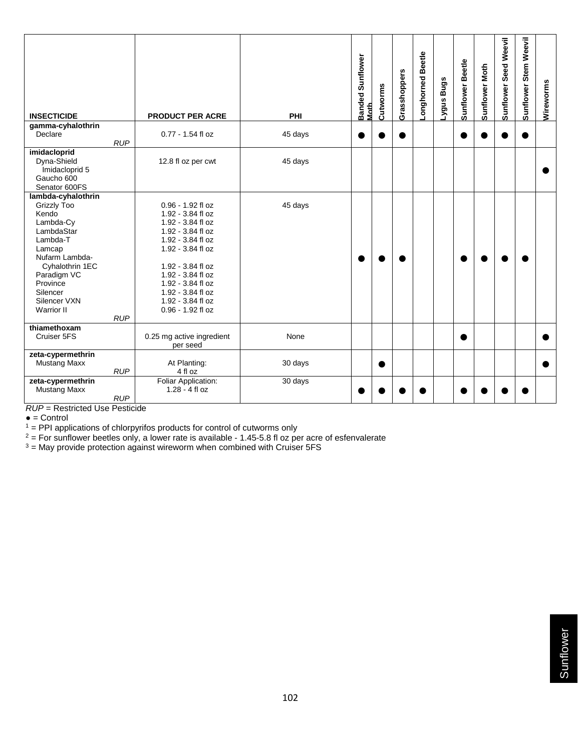| INSECTICIDE | PRODUCT PER ACRE | PHI | Banded Sunflower Moth | Cutworms | Grasshoppers | Longhorned Beetle | Lygus Bugs | Sunflower Beetle | Sunflower Moth | Sunflower Seed Weevil | Sunflower Stem Weevil | Wireworms |
|---|---|---|---|---|---|---|---|---|---|---|---|---|
| **gamma-cyhalothrin**<br>Declare<br>*RUP* | 0.77 - 1.54 fl oz | 45 days | ● | ● | ● | | | ● | ● | ● | ● | |
| **imidacloprid**<br>Dyna-Shield<br>Imidacloprid 5<br>Gaucho 600<br>Senator 600FS | 12.8 fl oz per cwt | 45 days | | | | | | | | | | ● |
| **lambda-cyhalothrin**<br>Grizzly Too<br>Kendo<br>Lambda-Cy<br>LambdaStar<br>Lambda-T<br>Lamcap<br>Nufarm Lambda-Cyhalothrin 1EC<br>Paradigm VC<br>Province<br>Silencer<br>Silencer VXN<br>Warrior II<br>*RUP* | 0.96 - 1.92 fl oz<br>1.92 - 3.84 fl oz<br>1.92 - 3.84 fl oz<br>1.92 - 3.84 fl oz<br>1.92 - 3.84 fl oz<br>1.92 - 3.84 fl oz<br><br>1.92 - 3.84 fl oz<br>1.92 - 3.84 fl oz<br>1.92 - 3.84 fl oz<br>1.92 - 3.84 fl oz<br>1.92 - 3.84 fl oz<br>0.96 - 1.92 fl oz | 45 days | ● | ● | ● | | | ● | ● | ● | ● | |
| **thiamethoxam**<br>Cruiser 5FS | 0.25 mg active ingredient per seed | None | | | | | | ● | | | | ● |
| **zeta-cypermethrin**<br>Mustang Maxx<br>*RUP* | At Planting:<br>4 fl oz | 30 days | | ● | | | | | | | | ● |
| **zeta-cypermethrin**<br>Mustang Maxx<br>*RUP* | Foliar Application:<br>1.28 - 4 fl oz | 30 days | ● | ● | ● | ● | | ● | ● | ● | ● | |

*RUP* = Restricted Use Pesticide

● = Control

[1] = PPI applications of chlorpyrifos products for control of cutworms only

[2] = For sunflower beetles only, a lower rate is available - 1.45-5.8 fl oz per acre of esfenvalerate

[3] = May provide protection against wireworm when combined with Cruiser 5FS

Sunflower